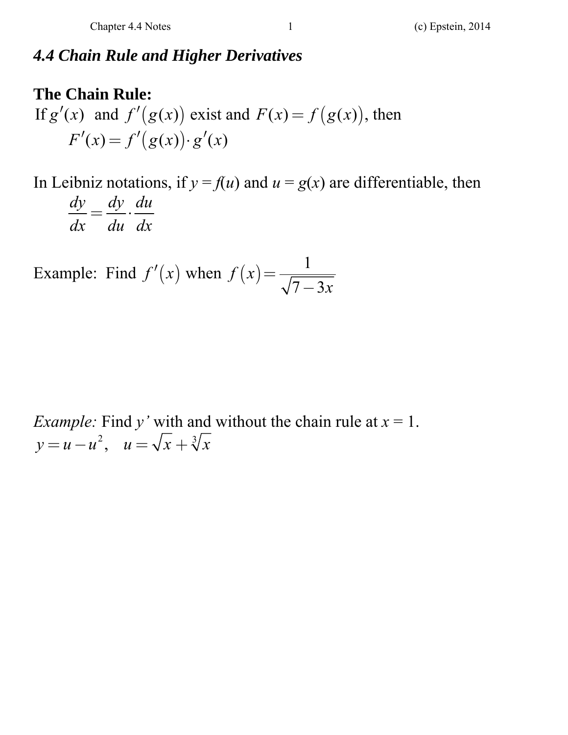## *4.4 Chain Rule and Higher Derivatives*

**The Chain Rule:**

If $g'(x)$ and $f'(g(x))$ exist and $F(x) = f(g(x))$, then

$$F'(x) = f'(g(x)) \cdot g'(x)$$

In Leibniz notations, if $y = f(u)$ and $u = g(x)$ are differentiable, then

$$\frac{dy}{dx} = \frac{dy}{du} \cdot \frac{du}{dx}$$

Example: Find $f'(x)$ when $f(x) = \dfrac{1}{\sqrt{7-3x}}$

*Example:* Find $y'$ with and without the chain rule at $x = 1$.

$y = u - u^2, \quad u = \sqrt{x} + \sqrt[3]{x}$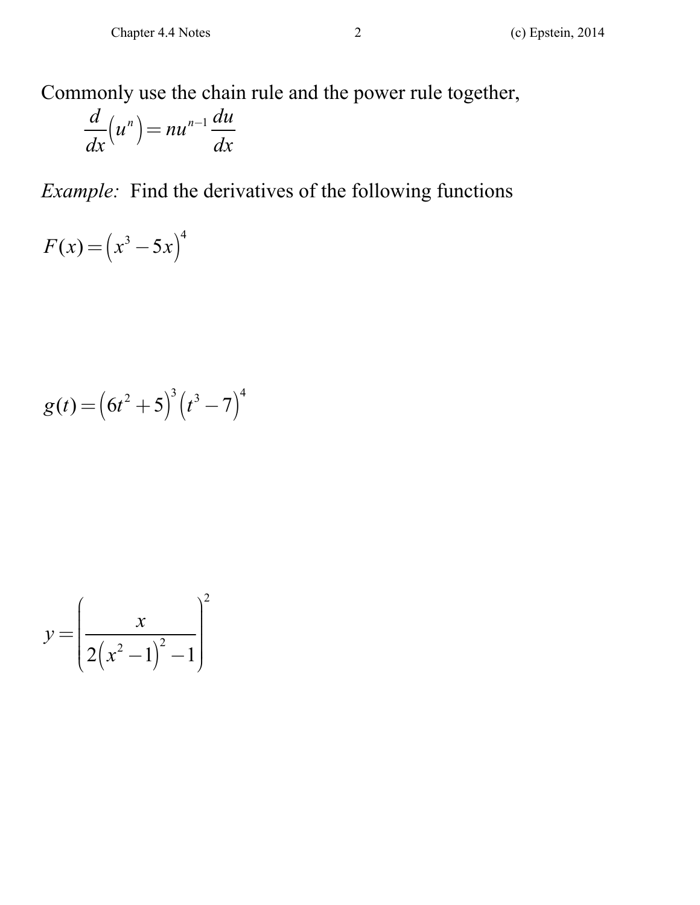Commonly use the chain rule and the power rule together,

$$\frac{d}{dx}\left(u^n\right) = nu^{n-1}\frac{du}{dx}$$

*Example:* Find the derivatives of the following functions

$$F(x) = \left(x^3 - 5x\right)^4$$

$$g(t) = \left(6t^2 + 5\right)^3 \left(t^3 - 7\right)^4$$

$$y = \left(\frac{x}{2\left(x^2 - 1\right)^2 - 1}\right)^2$$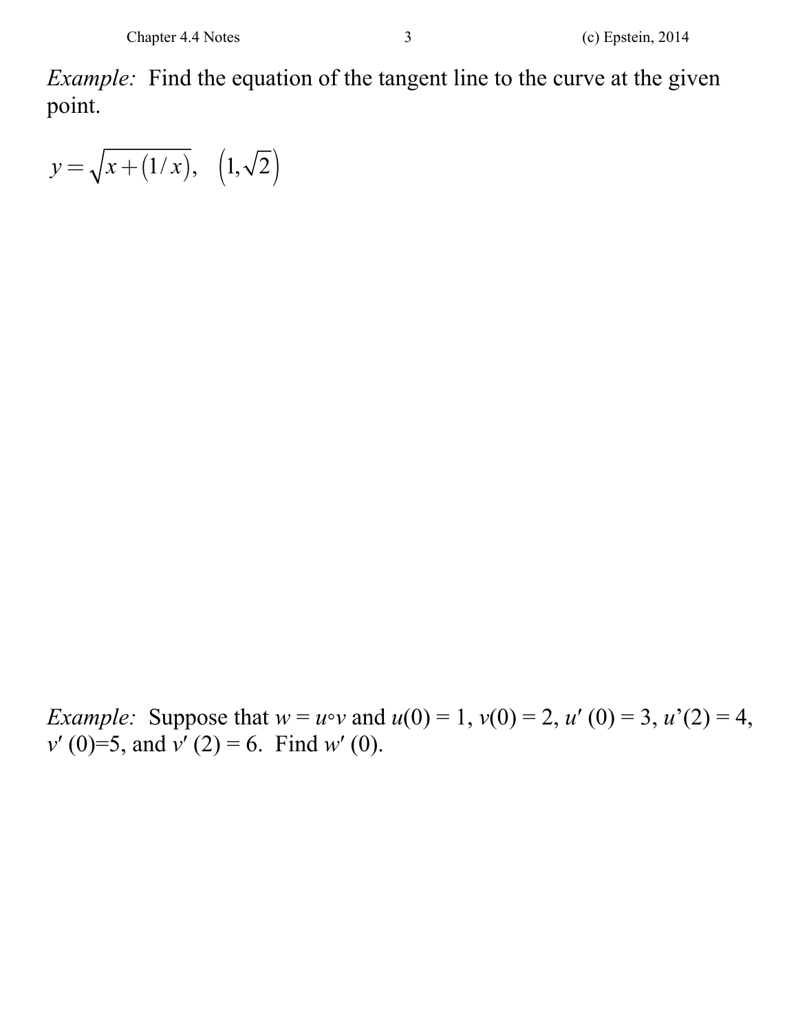*Example:* Find the equation of the tangent line to the curve at the given point.

$$y = \sqrt{x + (1/x)}, \quad \left(1, \sqrt{2}\right)$$

*Example:* Suppose that $w = u \circ v$ and $u(0) = 1$, $v(0) = 2$, $u'(0) = 3$, $u'(2) = 4$, $v'(0) = 5$, and $v'(2) = 6$. Find $w'(0)$.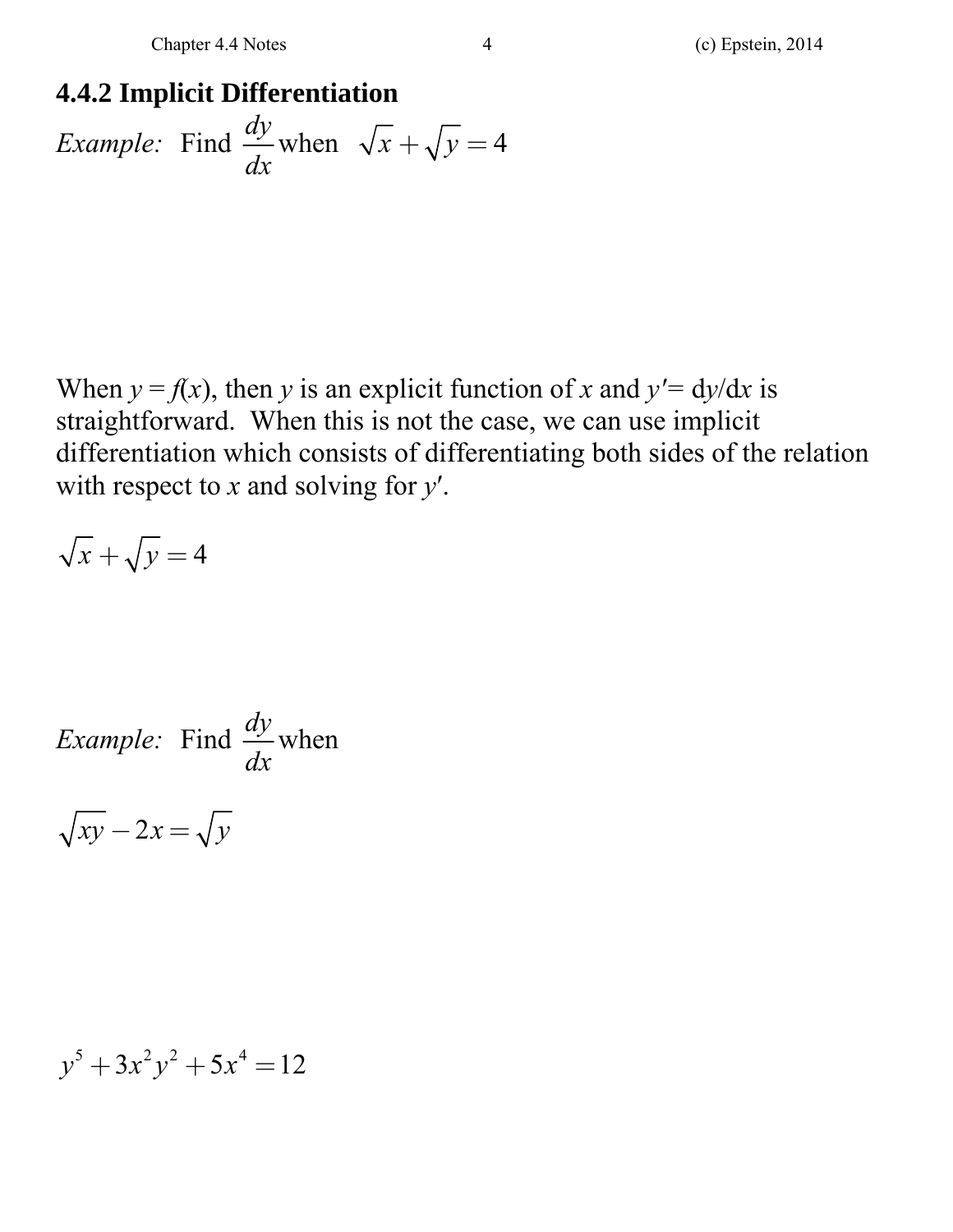### 4.4.2 Implicit Differentiation

*Example:* Find $\dfrac{dy}{dx}$ when $\sqrt{x}+\sqrt{y}=4$

When $y = f(x)$, then $y$ is an explicit function of $x$ and $y' = dy/dx$ is straightforward. When this is not the case, we can use implicit differentiation which consists of differentiating both sides of the relation with respect to $x$ and solving for $y'$.

$$\sqrt{x}+\sqrt{y}=4$$

*Example:* Find $\dfrac{dy}{dx}$ when

$$\sqrt{xy}-2x=\sqrt{y}$$

$$y^5+3x^2y^2+5x^4=12$$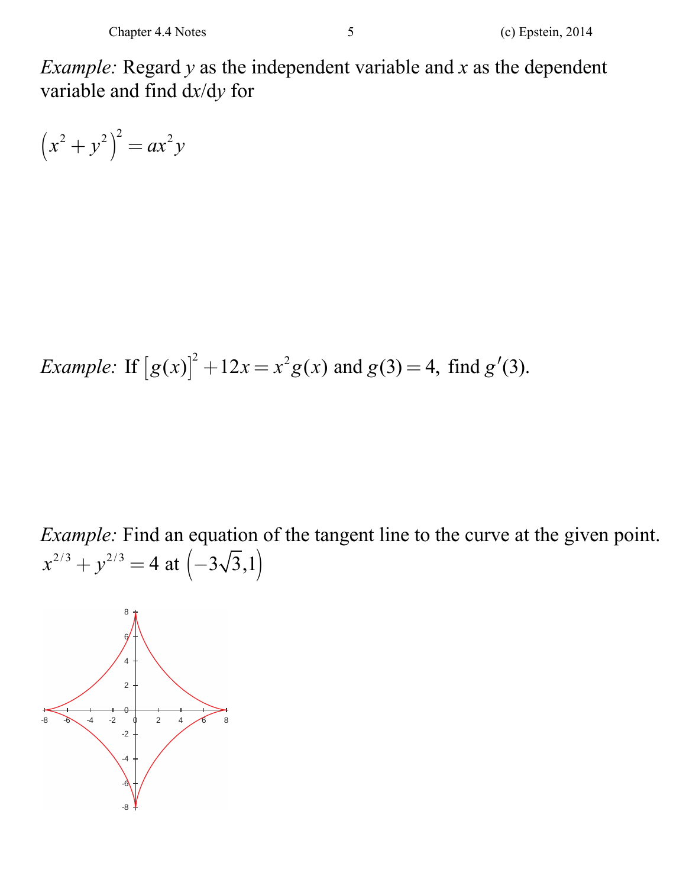*Example:* Regard $y$ as the independent variable and $x$ as the dependent variable and find d$x$/d$y$ for

$$\left(x^2+y^2\right)^2 = ax^2y$$

*Example:* If $\left[g(x)\right]^2 + 12x = x^2 g(x)$ and $g(3) = 4,$ find $g'(3).$

*Example:* Find an equation of the tangent line to the curve at the given point.
$x^{2/3} + y^{2/3} = 4$ at $\left(-3\sqrt{3}, 1\right)$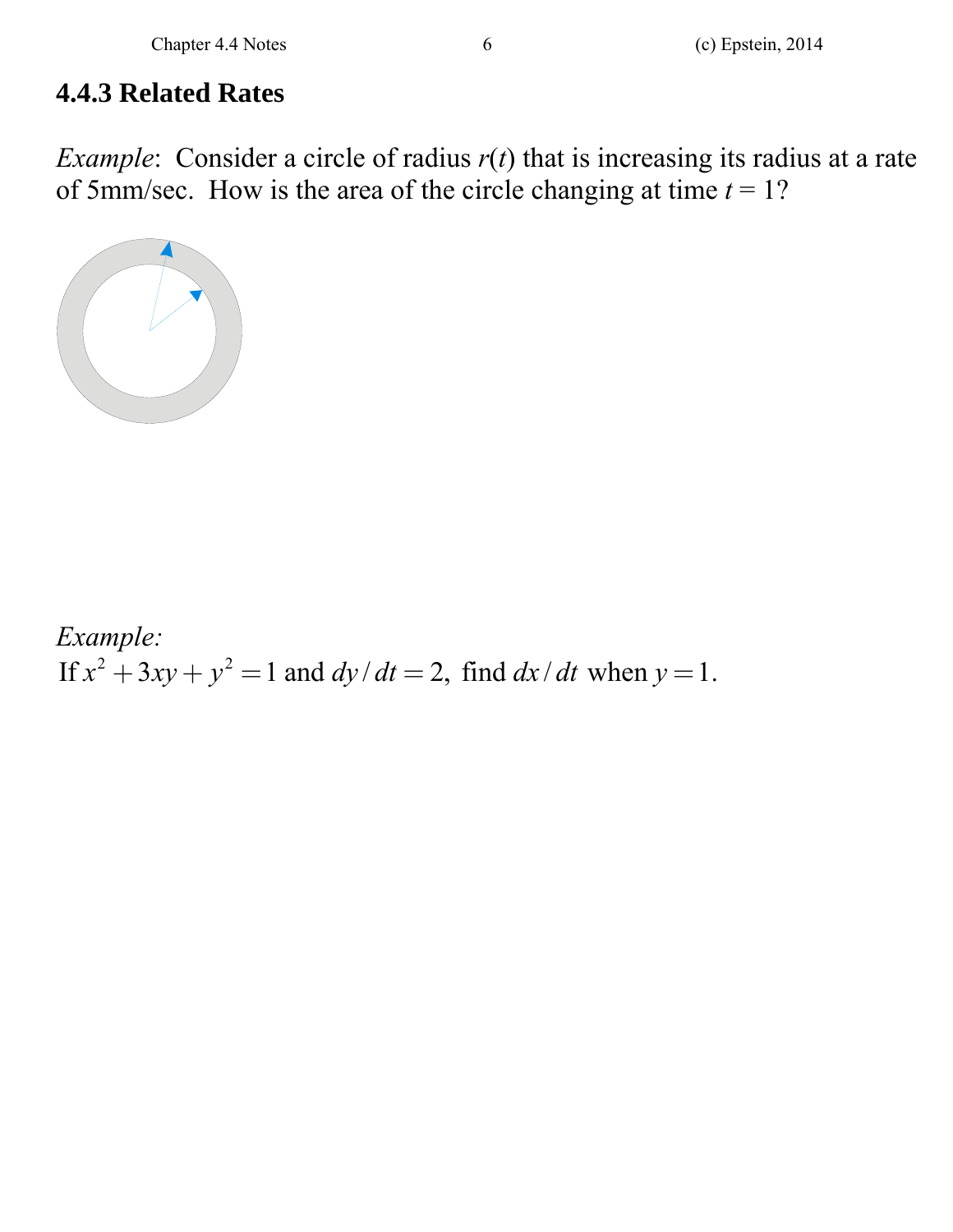### 4.4.3 Related Rates

*Example*: Consider a circle of radius $r(t)$ that is increasing its radius at a rate of 5mm/sec. How is the area of the circle changing at time $t = 1$?

*Example:*

If $x^2 + 3xy + y^2 = 1$ and $dy/dt = 2$, find $dx/dt$ when $y = 1$.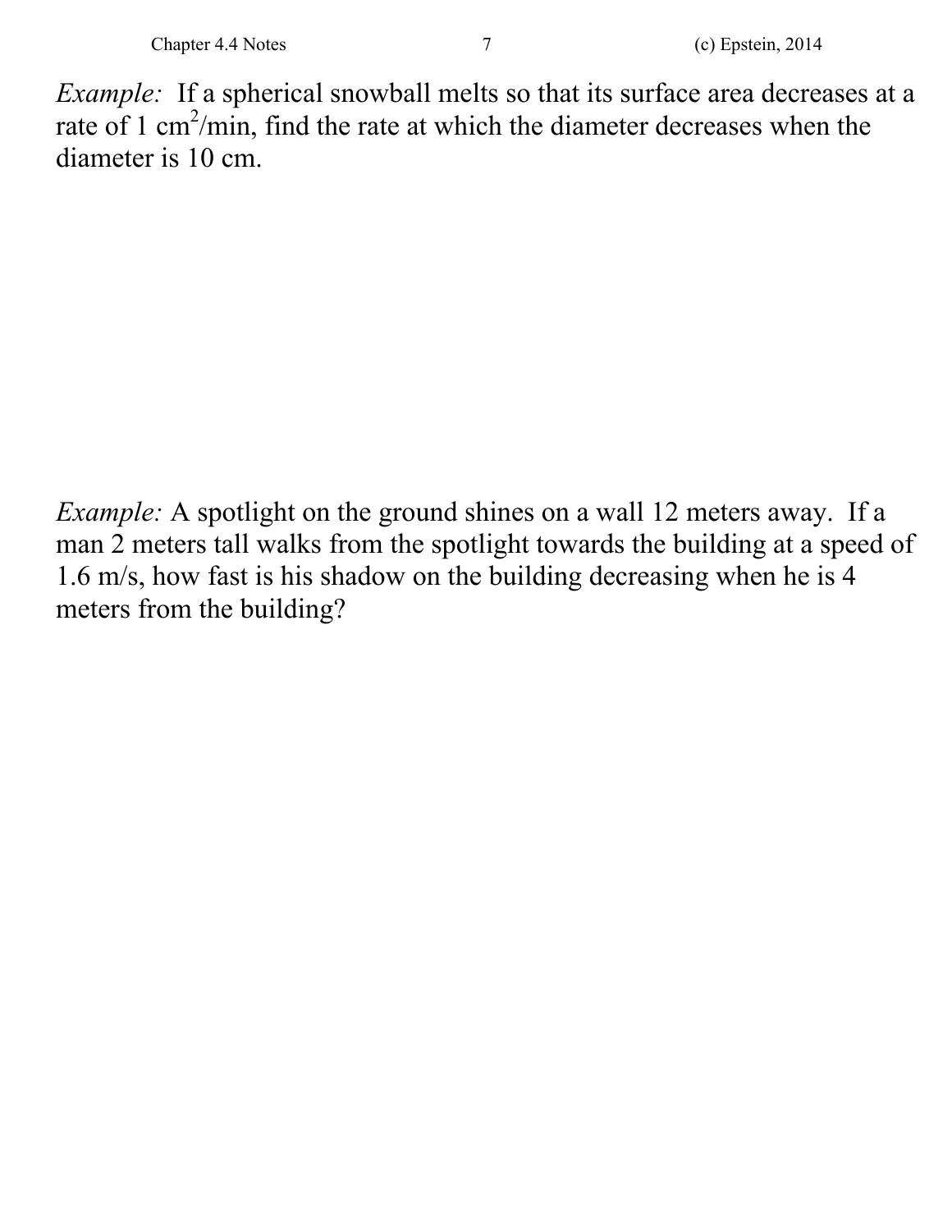*Example:* If a spherical snowball melts so that its surface area decreases at a rate of 1 $cm^2$/min, find the rate at which the diameter decreases when the diameter is 10 cm.

*Example:* A spotlight on the ground shines on a wall 12 meters away. If a man 2 meters tall walks from the spotlight towards the building at a speed of 1.6 m/s, how fast is his shadow on the building decreasing when he is 4 meters from the building?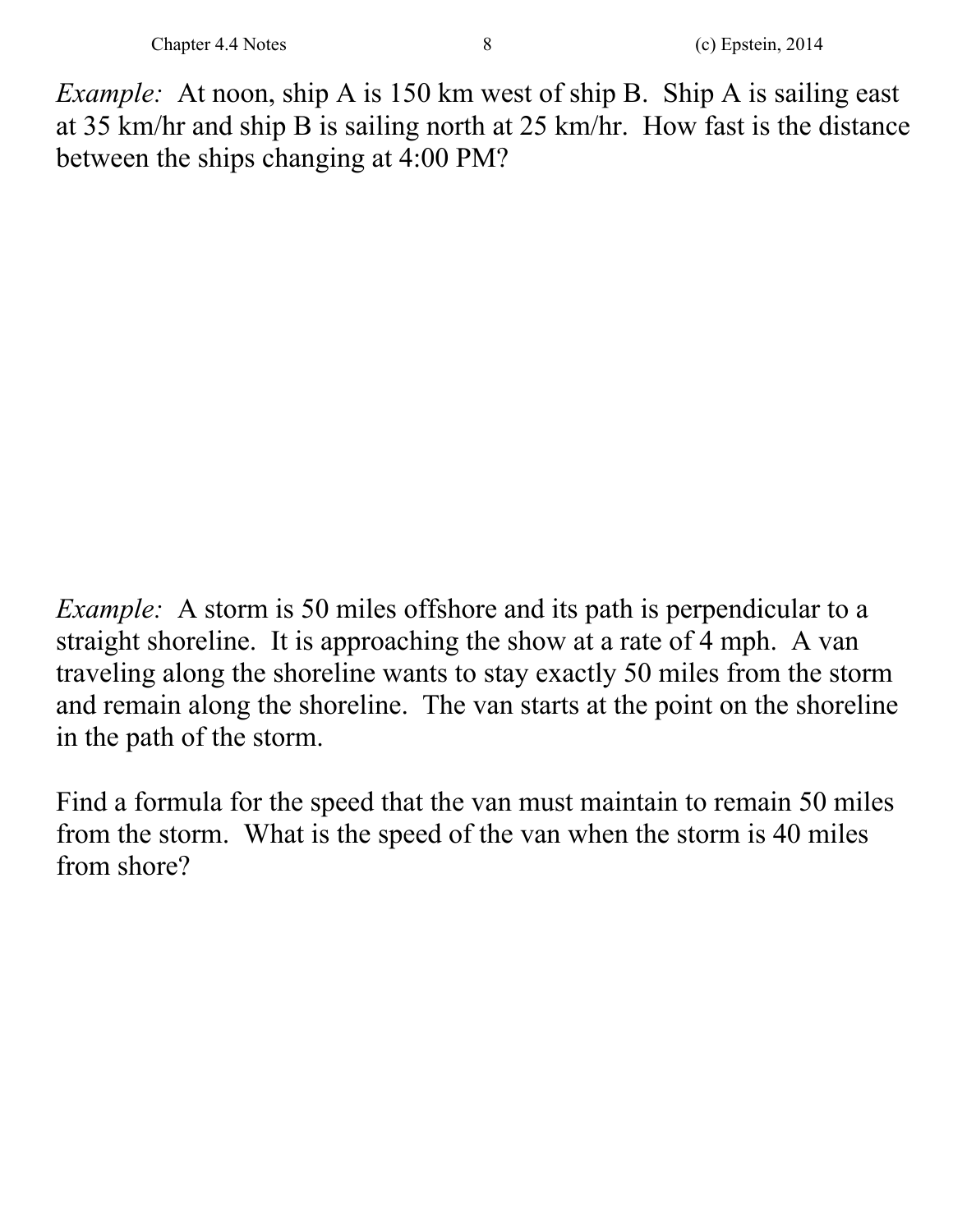*Example:* At noon, ship A is 150 km west of ship B. Ship A is sailing east at 35 km/hr and ship B is sailing north at 25 km/hr. How fast is the distance between the ships changing at 4:00 PM?

*Example:* A storm is 50 miles offshore and its path is perpendicular to a straight shoreline. It is approaching the show at a rate of 4 mph. A van traveling along the shoreline wants to stay exactly 50 miles from the storm and remain along the shoreline. The van starts at the point on the shoreline in the path of the storm.

Find a formula for the speed that the van must maintain to remain 50 miles from the storm. What is the speed of the van when the storm is 40 miles from shore?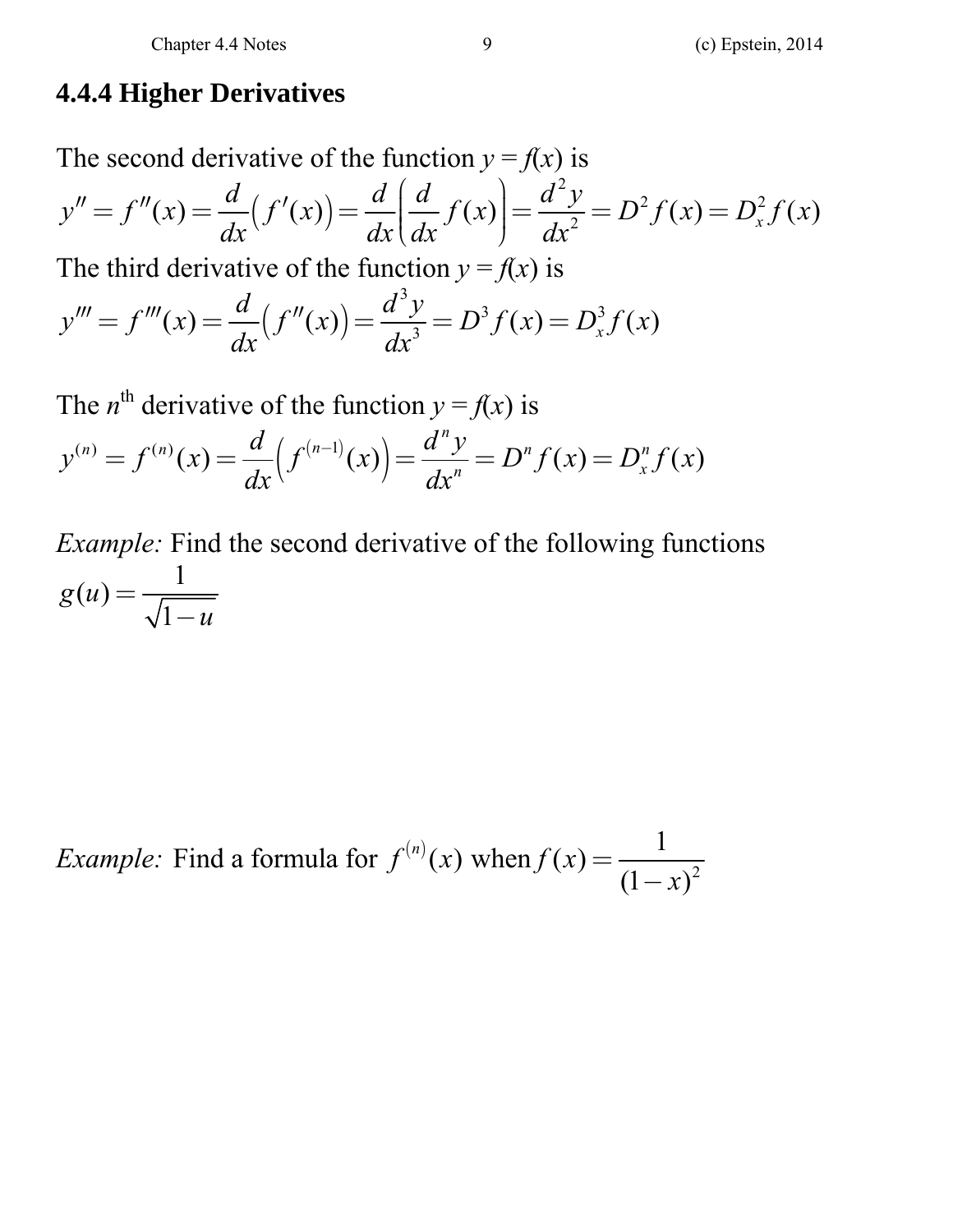### 4.4.4 Higher Derivatives

The second derivative of the function $y = f(x)$ is

$$y'' = f''(x) = \frac{d}{dx}\left(f'(x)\right) = \frac{d}{dx}\left(\frac{d}{dx}f(x)\right) = \frac{d^2y}{dx^2} = D^2 f(x) = D_x^2 f(x)$$

The third derivative of the function $y = f(x)$ is

$$y''' = f'''(x) = \frac{d}{dx}\left(f''(x)\right) = \frac{d^3y}{dx^3} = D^3 f(x) = D_x^3 f(x)$$

The $n^{\text{th}}$ derivative of the function $y = f(x)$ is

$$y^{(n)} = f^{(n)}(x) = \frac{d}{dx}\left(f^{(n-1)}(x)\right) = \frac{d^n y}{dx^n} = D^n f(x) = D_x^n f(x)$$

*Example:* Find the second derivative of the following functions

$$g(u) = \frac{1}{\sqrt{1-u}}$$

*Example:* Find a formula for $f^{(n)}(x)$ when $f(x) = \dfrac{1}{(1-x)^2}$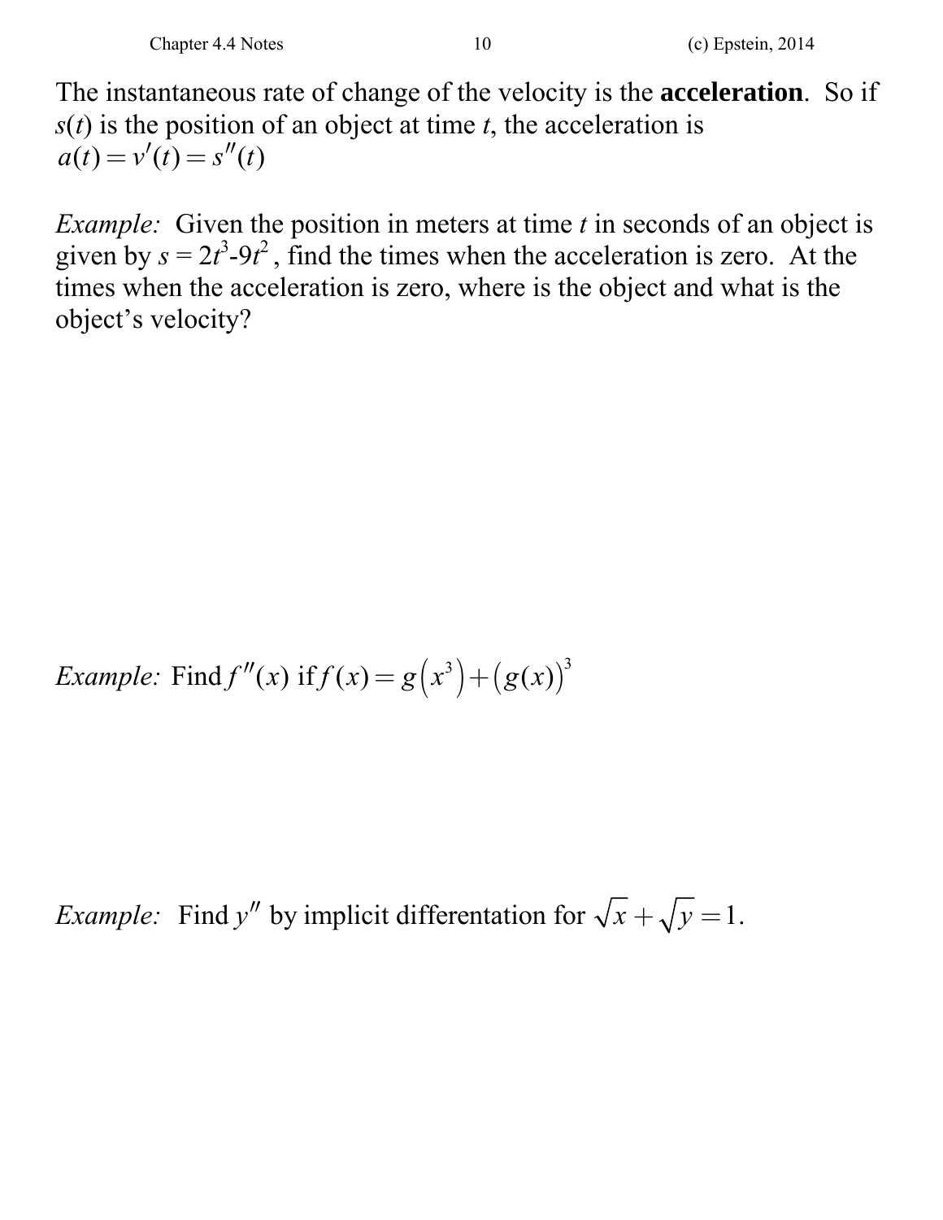The instantaneous rate of change of the velocity is the **acceleration**. So if $s(t)$ is the position of an object at time $t$, the acceleration is $a(t) = v'(t) = s''(t)$

*Example:* Given the position in meters at time $t$ in seconds of an object is given by $s = 2t^3 - 9t^2$, find the times when the acceleration is zero. At the times when the acceleration is zero, where is the object and what is the object's velocity?

*Example:* Find $f''(x)$ if $f(x) = g\left(x^3\right) + \left(g(x)\right)^3$

*Example:* Find $y''$ by implicit differentation for $\sqrt{x} + \sqrt{y} = 1$.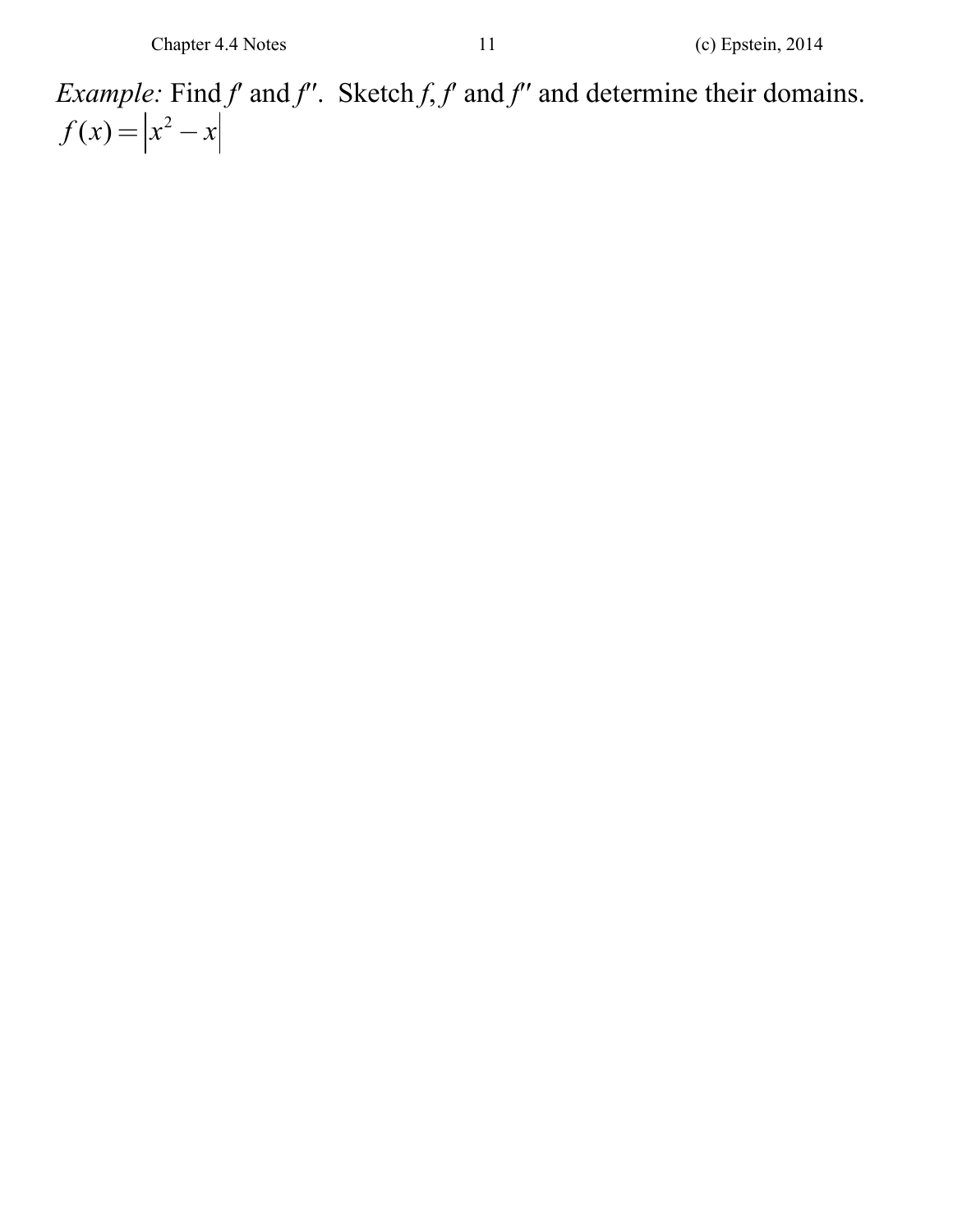*Example:* Find $f'$ and $f''$. Sketch $f$, $f'$ and $f''$ and determine their domains.

$f(x) = \left|x^2 - x\right|$